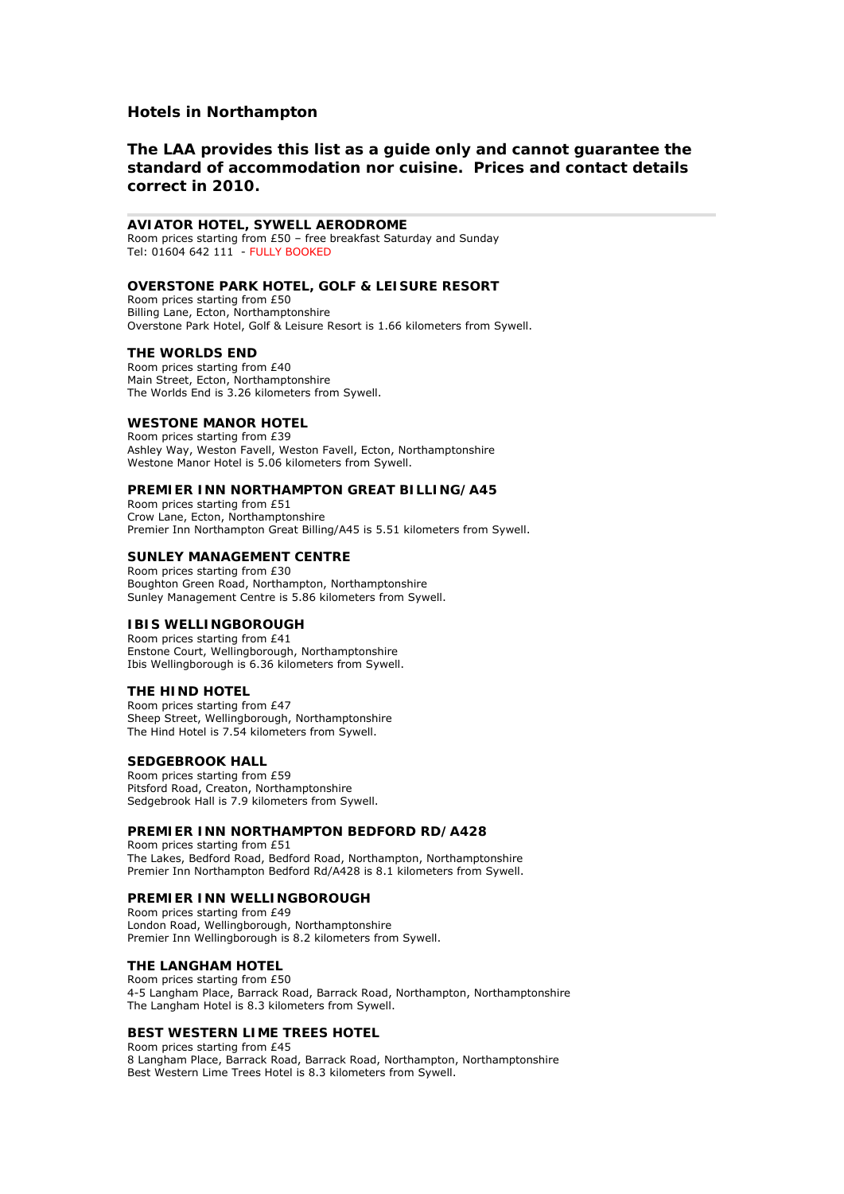## Hotels in Northampton

### The LAA provides this list as a guide only and cannot guarantee the standard of accommodation nor cuisine. Prices and contact details correct in 2010.

---

**AVIATOR HOTEL, SYWELL AERODROME**
Room prices starting from £50 – free breakfast Saturday and Sunday
Tel: 01604 642 111 - FULLY BOOKED

**OVERSTONE PARK HOTEL, GOLF & LEISURE RESORT**
Room prices starting from £50
Billing Lane, Ecton, Northamptonshire
Overstone Park Hotel, Golf & Leisure Resort is 1.66 kilometers from Sywell.

**THE WORLDS END**
Room prices starting from £40
Main Street, Ecton, Northamptonshire
The Worlds End is 3.26 kilometers from Sywell.

**WESTONE MANOR HOTEL**
Room prices starting from £39
Ashley Way, Weston Favell, Weston Favell, Ecton, Northamptonshire
Westone Manor Hotel is 5.06 kilometers from Sywell.

**PREMIER INN NORTHAMPTON GREAT BILLING/A45**
Room prices starting from £51
Crow Lane, Ecton, Northamptonshire
Premier Inn Northampton Great Billing/A45 is 5.51 kilometers from Sywell.

**SUNLEY MANAGEMENT CENTRE**
Room prices starting from £30
Boughton Green Road, Northampton, Northamptonshire
Sunley Management Centre is 5.86 kilometers from Sywell.

**IBIS WELLINGBOROUGH**
Room prices starting from £41
Enstone Court, Wellingborough, Northamptonshire
Ibis Wellingborough is 6.36 kilometers from Sywell.

**THE HIND HOTEL**
Room prices starting from £47
Sheep Street, Wellingborough, Northamptonshire
The Hind Hotel is 7.54 kilometers from Sywell.

**SEDGEBROOK HALL**
Room prices starting from £59
Pitsford Road, Creaton, Northamptonshire
Sedgebrook Hall is 7.9 kilometers from Sywell.

**PREMIER INN NORTHAMPTON BEDFORD RD/A428**
Room prices starting from £51
The Lakes, Bedford Road, Bedford Road, Northampton, Northamptonshire
Premier Inn Northampton Bedford Rd/A428 is 8.1 kilometers from Sywell.

**PREMIER INN WELLINGBOROUGH**
Room prices starting from £49
London Road, Wellingborough, Northamptonshire
Premier Inn Wellingborough is 8.2 kilometers from Sywell.

**THE LANGHAM HOTEL**
Room prices starting from £50
4-5 Langham Place, Barrack Road, Barrack Road, Northampton, Northamptonshire
The Langham Hotel is 8.3 kilometers from Sywell.

**BEST WESTERN LIME TREES HOTEL**
Room prices starting from £45
8 Langham Place, Barrack Road, Barrack Road, Northampton, Northamptonshire
Best Western Lime Trees Hotel is 8.3 kilometers from Sywell.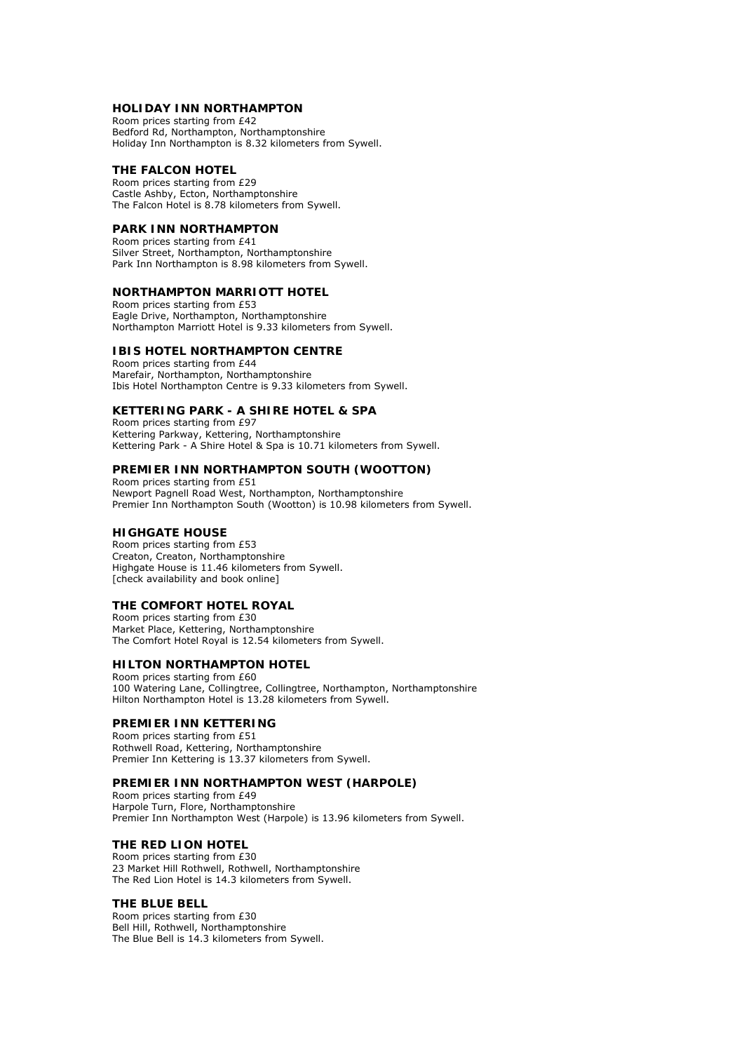### HOLIDAY INN NORTHAMPTON

Room prices starting from £42
Bedford Rd, Northampton, Northamptonshire
Holiday Inn Northampton is 8.32 kilometers from Sywell.

### THE FALCON HOTEL

Room prices starting from £29
Castle Ashby, Ecton, Northamptonshire
The Falcon Hotel is 8.78 kilometers from Sywell.

### PARK INN NORTHAMPTON

Room prices starting from £41
Silver Street, Northampton, Northamptonshire
Park Inn Northampton is 8.98 kilometers from Sywell.

### NORTHAMPTON MARRIOTT HOTEL

Room prices starting from £53
Eagle Drive, Northampton, Northamptonshire
Northampton Marriott Hotel is 9.33 kilometers from Sywell.

### IBIS HOTEL NORTHAMPTON CENTRE

Room prices starting from £44
Marefair, Northampton, Northamptonshire
Ibis Hotel Northampton Centre is 9.33 kilometers from Sywell.

### KETTERING PARK - A SHIRE HOTEL & SPA

Room prices starting from £97
Kettering Parkway, Kettering, Northamptonshire
Kettering Park - A Shire Hotel & Spa is 10.71 kilometers from Sywell.

### PREMIER INN NORTHAMPTON SOUTH (WOOTTON)

Room prices starting from £51
Newport Pagnell Road West, Northampton, Northamptonshire
Premier Inn Northampton South (Wootton) is 10.98 kilometers from Sywell.

### HIGHGATE HOUSE

Room prices starting from £53
Creaton, Creaton, Northamptonshire
Highgate House is 11.46 kilometers from Sywell.
[check availability and book online]

### THE COMFORT HOTEL ROYAL

Room prices starting from £30
Market Place, Kettering, Northamptonshire
The Comfort Hotel Royal is 12.54 kilometers from Sywell.

### HILTON NORTHAMPTON HOTEL

Room prices starting from £60
100 Watering Lane, Collingtree, Collingtree, Northampton, Northamptonshire
Hilton Northampton Hotel is 13.28 kilometers from Sywell.

### PREMIER INN KETTERING

Room prices starting from £51
Rothwell Road, Kettering, Northamptonshire
Premier Inn Kettering is 13.37 kilometers from Sywell.

### PREMIER INN NORTHAMPTON WEST (HARPOLE)

Room prices starting from £49
Harpole Turn, Flore, Northamptonshire
Premier Inn Northampton West (Harpole) is 13.96 kilometers from Sywell.

### THE RED LION HOTEL

Room prices starting from £30
23 Market Hill Rothwell, Rothwell, Northamptonshire
The Red Lion Hotel is 14.3 kilometers from Sywell.

### THE BLUE BELL

Room prices starting from £30
Bell Hill, Rothwell, Northamptonshire
The Blue Bell is 14.3 kilometers from Sywell.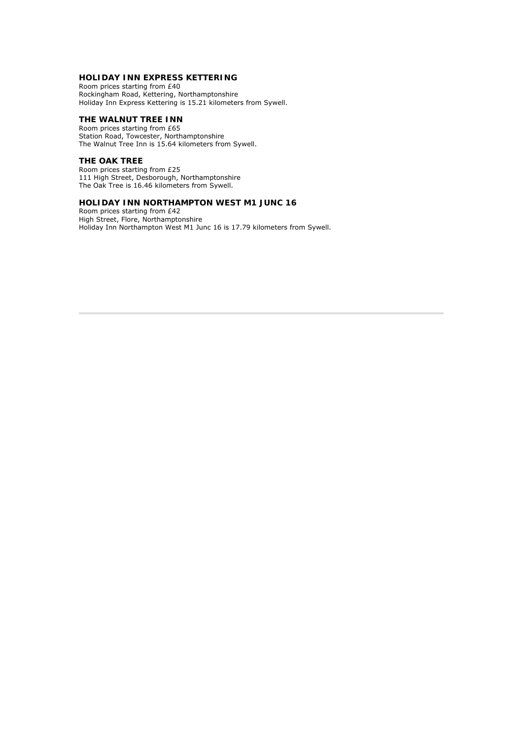### HOLIDAY INN EXPRESS KETTERING

Room prices starting from £40
Rockingham Road, Kettering, Northamptonshire
Holiday Inn Express Kettering is 15.21 kilometers from Sywell.

### THE WALNUT TREE INN

Room prices starting from £65
Station Road, Towcester, Northamptonshire
The Walnut Tree Inn is 15.64 kilometers from Sywell.

### THE OAK TREE

Room prices starting from £25
111 High Street, Desborough, Northamptonshire
The Oak Tree is 16.46 kilometers from Sywell.

### HOLIDAY INN NORTHAMPTON WEST M1 JUNC 16

Room prices starting from £42
High Street, Flore, Northamptonshire
Holiday Inn Northampton West M1 Junc 16 is 17.79 kilometers from Sywell.